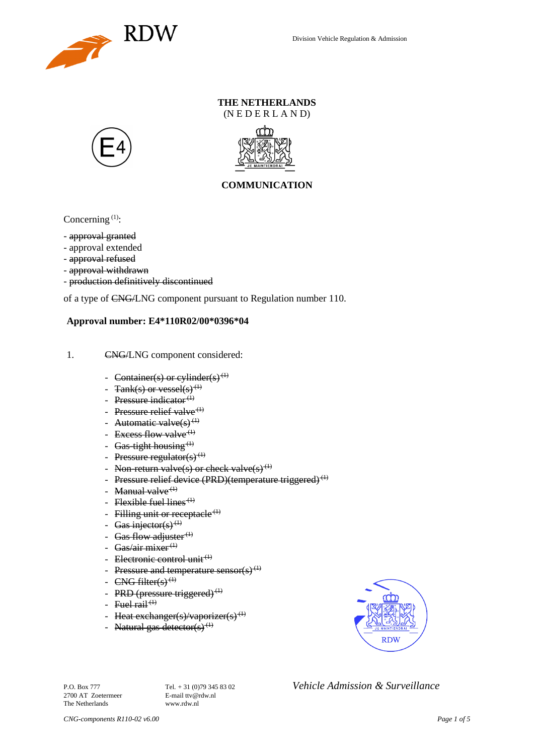**THE NETHERLANDS**
(N E D E R L A N D)

**COMMUNICATION**

Concerning [(1)]:

- ~~approval granted~~
- approval extended
- ~~approval refused~~
- ~~approval withdrawn~~
- ~~production definitively discontinued~~

of a type of ~~CNG/~~LNG component pursuant to Regulation number 110.

**Approval number: E4*110R02/00*0396*04**

1. ~~CNG/~~LNG component considered:

- ~~Container(s) or cylinder(s) [(1)]~~
- ~~Tank(s) or vessel(s) [(1)]~~
- ~~Pressure indicator [(1)]~~
- ~~Pressure relief valve [(1)]~~
- ~~Automatic valve(s) [(1)]~~
- ~~Excess flow valve [(1)]~~
- ~~Gas-tight housing [(1)]~~
- ~~Pressure regulator(s) [(1)]~~
- ~~Non-return valve(s) or check valve(s) [(1)]~~
- ~~Pressure relief device (PRD)(temperature triggered) [(1)]~~
- ~~Manual valve [(1)]~~
- ~~Flexible fuel lines [(1)]~~
- ~~Filling unit or receptacle [(1)]~~
- ~~Gas injector(s) [(1)]~~
- ~~Gas flow adjuster [(1)]~~
- ~~Gas/air mixer [(1)]~~
- ~~Electronic control unit [(1)]~~
- ~~Pressure and temperature sensor(s) [(1)]~~
- ~~CNG filter(s) [(1)]~~
- ~~PRD (pressure triggered) [(1)]~~
- ~~Fuel rail [(1)]~~
- ~~Heat exchanger(s)/vaporizer(s) [(1)]~~
- ~~Natural gas detector(s) [(1)]~~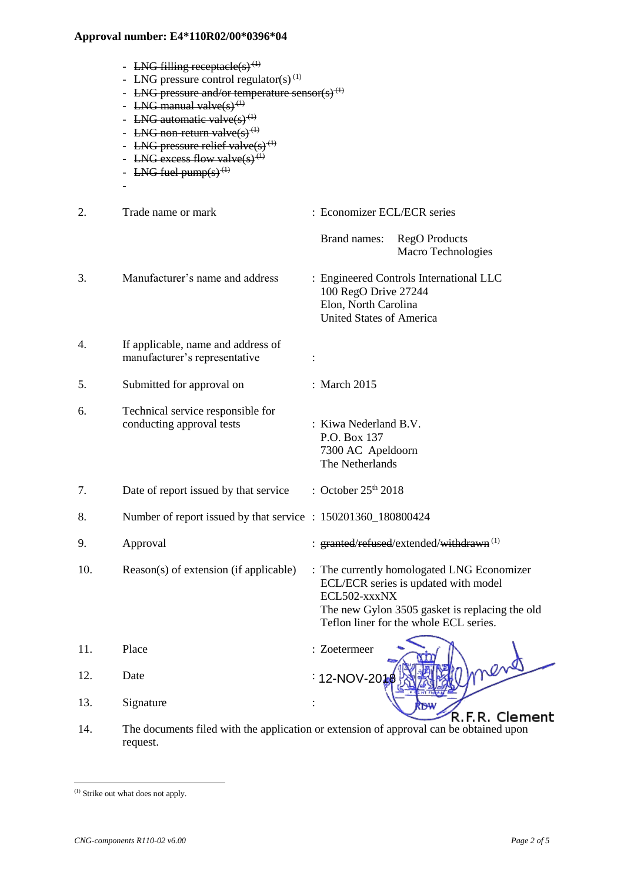**Approval number: E4*110R02/00*0396*04**

- ~~LNG filling receptacle(s)~~ [(1)]
- LNG pressure control regulator(s) [(1)]
- ~~LNG pressure and/or temperature sensor(s)~~ [(1)]
- ~~LNG manual valve(s)~~ [(1)]
- ~~LNG automatic valve(s)~~ [(1)]
- ~~LNG non-return valve(s)~~ [(1)]
- ~~LNG pressure relief valve(s)~~ [(1)]
- ~~LNG excess flow valve(s)~~ [(1)]
- ~~LNG fuel pump(s)~~ [(1)]
-

| | | |
|---|---|---|
| 2. | Trade name or mark | : Economizer ECL/ECR series<br><br>Brand names: RegO Products<br>Macro Technologies |
| 3. | Manufacturer's name and address | : Engineered Controls International LLC<br>100 RegO Drive 27244<br>Elon, North Carolina<br>United States of America |
| 4. | If applicable, name and address of manufacturer's representative | : |
| 5. | Submitted for approval on | : March 2015 |
| 6. | Technical service responsible for conducting approval tests | : Kiwa Nederland B.V.<br>P.O. Box 137<br>7300 AC Apeldoorn<br>The Netherlands |
| 7. | Date of report issued by that service | : October 25th 2018 |
| 8. | Number of report issued by that service | : 150201360_180800424 |
| 9. | Approval | : ~~granted~~/~~refused~~/extended/~~withdrawn~~ [(1)] |
| 10. | Reason(s) of extension (if applicable) | : The currently homologated LNG Economizer ECL/ECR series is updated with model ECL502-xxxNX<br>The new Gylon 3505 gasket is replacing the old Teflon liner for the whole ECL series. |
| 11. | Place | : Zoetermeer |
| 12. | Date | : 12-NOV-2018 |
| 13. | Signature | : R.F.R. Clement |
| 14. | The documents filed with the application or extension of approval can be obtained upon request. | |

---

(1) Strike out what does not apply.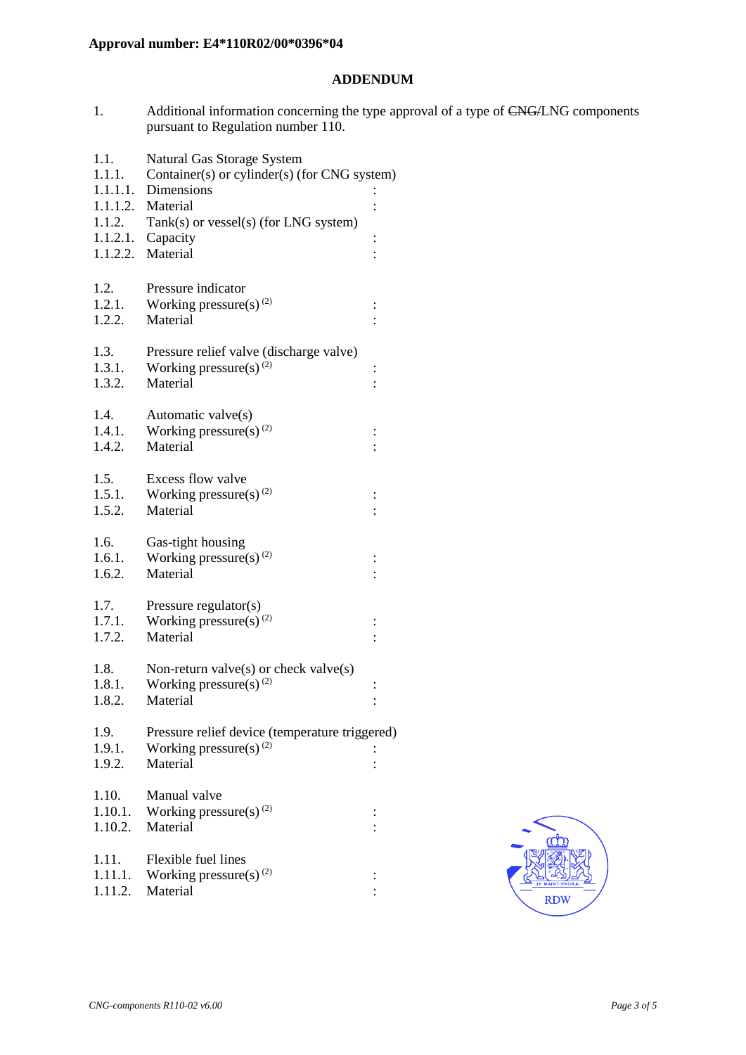**Approval number: E4*110R02/00*0396*04**

## ADDENDUM

1. Additional information concerning the type approval of a type of ~~CNG/~~LNG components pursuant to Regulation number 110.

1.1. Natural Gas Storage System
1.1.1. Container(s) or cylinder(s) (for CNG system)
1.1.1.1. Dimensions :
1.1.1.2. Material :
1.1.2. Tank(s) or vessel(s) (for LNG system)
1.1.2.1. Capacity :
1.1.2.2. Material :

1.2. Pressure indicator
1.2.1. Working pressure(s) [(2)] :
1.2.2. Material :

1.3. Pressure relief valve (discharge valve)
1.3.1. Working pressure(s) [(2)] :
1.3.2. Material :

1.4. Automatic valve(s)
1.4.1. Working pressure(s) [(2)] :
1.4.2. Material :

1.5. Excess flow valve
1.5.1. Working pressure(s) [(2)] :
1.5.2. Material :

1.6. Gas-tight housing
1.6.1. Working pressure(s) [(2)] :
1.6.2. Material :

1.7. Pressure regulator(s)
1.7.1. Working pressure(s) [(2)] :
1.7.2. Material :

1.8. Non-return valve(s) or check valve(s)
1.8.1. Working pressure(s) [(2)] :
1.8.2. Material :

1.9. Pressure relief device (temperature triggered)
1.9.1. Working pressure(s) [(2)] :
1.9.2. Material :

1.10. Manual valve
1.10.1. Working pressure(s) [(2)] :
1.10.2. Material :

1.11. Flexible fuel lines
1.11.1. Working pressure(s) [(2)] :
1.11.2. Material :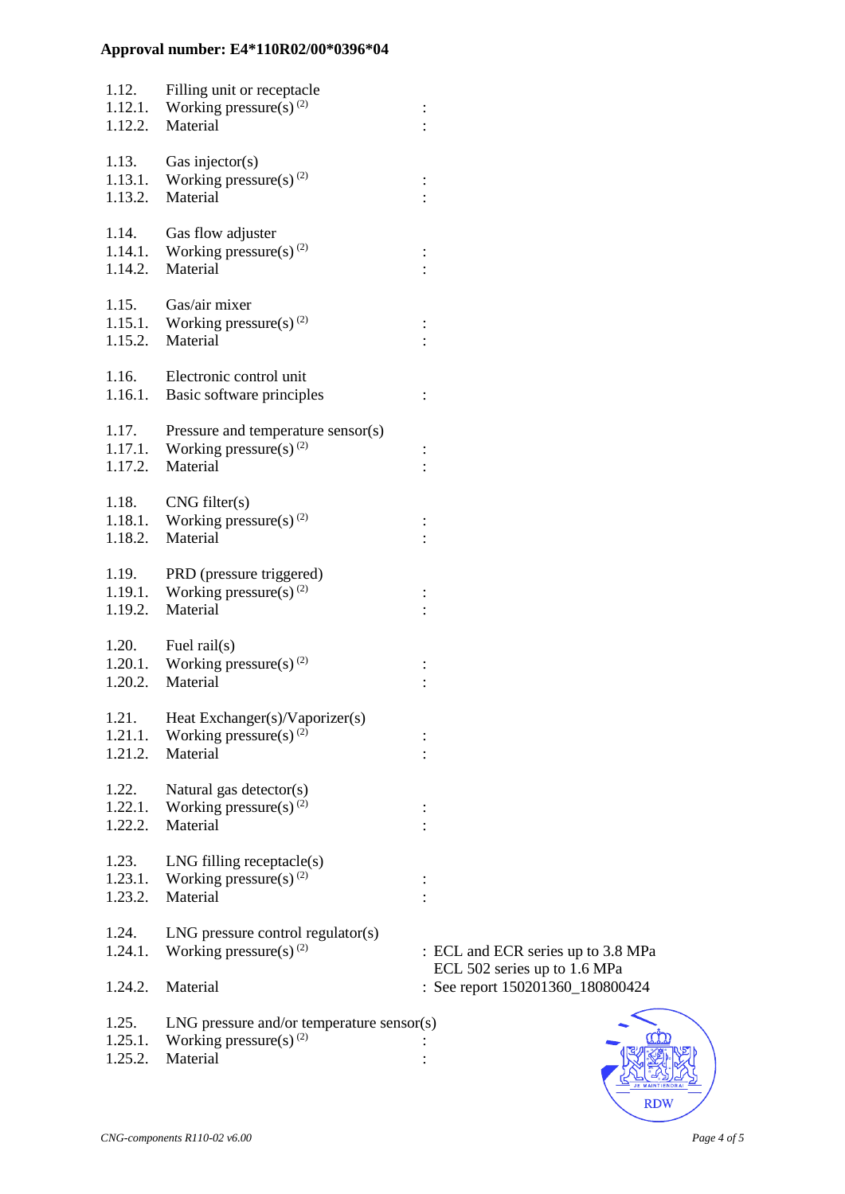**Approval number: E4*110R02/00*0396*04**

| | | |
|---|---|---|
| 1.12. | Filling unit or receptacle | |
| 1.12.1. | Working pressure(s) (2) | : |
| 1.12.2. | Material | : |
| | | |
| 1.13. | Gas injector(s) | |
| 1.13.1. | Working pressure(s) (2) | : |
| 1.13.2. | Material | : |
| | | |
| 1.14. | Gas flow adjuster | |
| 1.14.1. | Working pressure(s) (2) | : |
| 1.14.2. | Material | : |
| | | |
| 1.15. | Gas/air mixer | |
| 1.15.1. | Working pressure(s) (2) | : |
| 1.15.2. | Material | : |
| | | |
| 1.16. | Electronic control unit | |
| 1.16.1. | Basic software principles | : |
| | | |
| 1.17. | Pressure and temperature sensor(s) | |
| 1.17.1. | Working pressure(s) (2) | : |
| 1.17.2. | Material | : |
| | | |
| 1.18. | CNG filter(s) | |
| 1.18.1. | Working pressure(s) (2) | : |
| 1.18.2. | Material | : |
| | | |
| 1.19. | PRD (pressure triggered) | |
| 1.19.1. | Working pressure(s) (2) | : |
| 1.19.2. | Material | : |
| | | |
| 1.20. | Fuel rail(s) | |
| 1.20.1. | Working pressure(s) (2) | : |
| 1.20.2. | Material | : |
| | | |
| 1.21. | Heat Exchanger(s)/Vaporizer(s) | |
| 1.21.1. | Working pressure(s) (2) | : |
| 1.21.2. | Material | : |
| | | |
| 1.22. | Natural gas detector(s) | |
| 1.22.1. | Working pressure(s) (2) | : |
| 1.22.2. | Material | : |
| | | |
| 1.23. | LNG filling receptacle(s) | |
| 1.23.1. | Working pressure(s) (2) | : |
| 1.23.2. | Material | : |
| | | |
| 1.24. | LNG pressure control regulator(s) | |
| 1.24.1. | Working pressure(s) (2) | : ECL and ECR series up to 3.8 MPa<br>ECL 502 series up to 1.6 MPa |
| 1.24.2. | Material | : See report 150201360_180800424 |
| | | |
| 1.25. | LNG pressure and/or temperature sensor(s) | |
| 1.25.1. | Working pressure(s) (2) | : |
| 1.25.2. | Material | : |

*CNG-components R110-02 v6.00*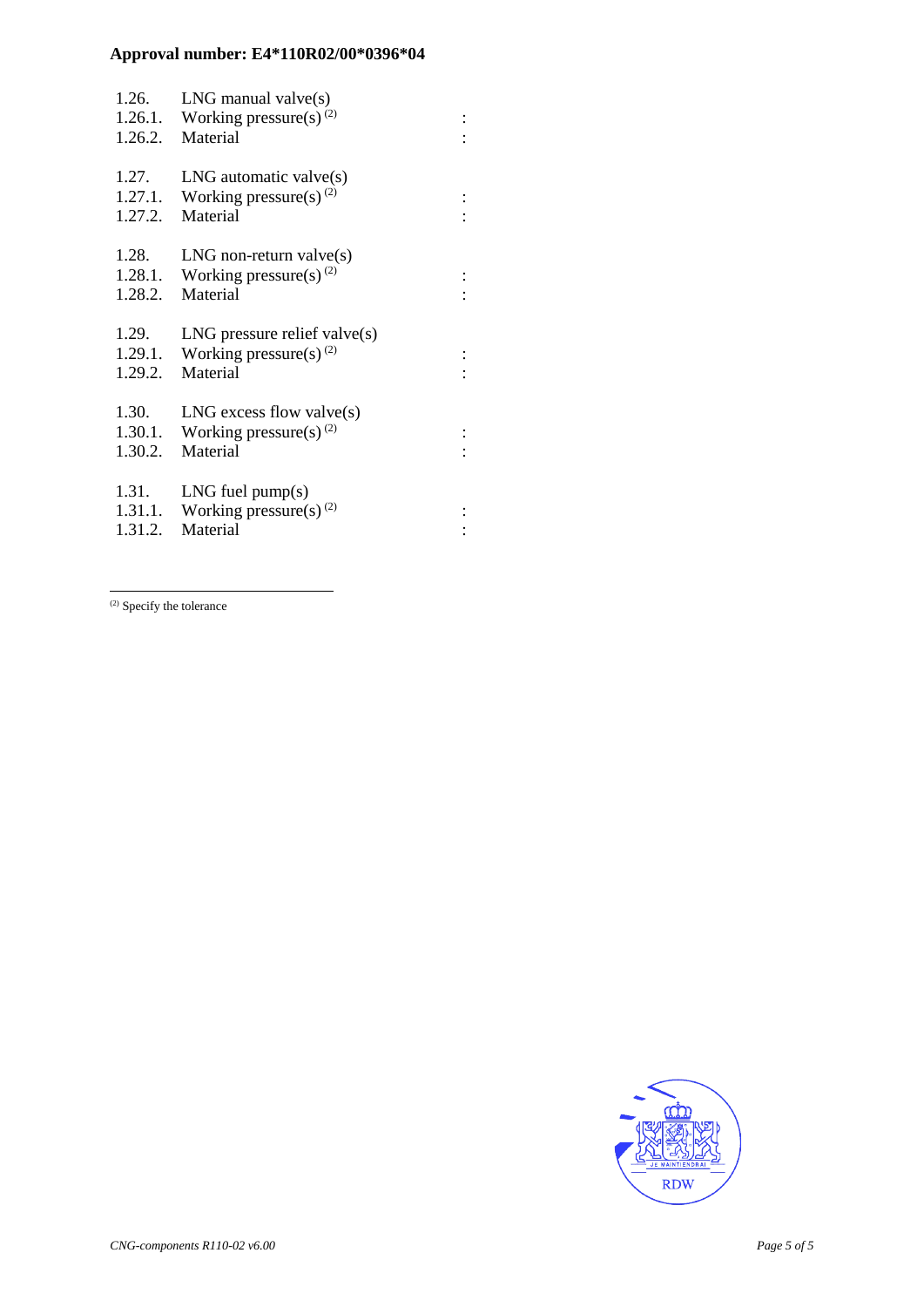**Approval number: E4*110R02/00*0396*04**

| | | |
|---|---|---|
| 1.26. | LNG manual valve(s) | |
| 1.26.1. | Working pressure(s) [(2)] | : |
| 1.26.2. | Material | : |
| | | |
| 1.27. | LNG automatic valve(s) | |
| 1.27.1. | Working pressure(s) [(2)] | : |
| 1.27.2. | Material | : |
| | | |
| 1.28. | LNG non-return valve(s) | |
| 1.28.1. | Working pressure(s) [(2)] | : |
| 1.28.2. | Material | : |
| | | |
| 1.29. | LNG pressure relief valve(s) | |
| 1.29.1. | Working pressure(s) [(2)] | : |
| 1.29.2. | Material | : |
| | | |
| 1.30. | LNG excess flow valve(s) | |
| 1.30.1. | Working pressure(s) [(2)] | : |
| 1.30.2. | Material | : |
| | | |
| 1.31. | LNG fuel pump(s) | |
| 1.31.1. | Working pressure(s) [(2)] | : |
| 1.31.2. | Material | : |

---

[(2)] Specify the tolerance

JE MAINTIENDRAI

RDW

*CNG-components R110-02 v6.00*